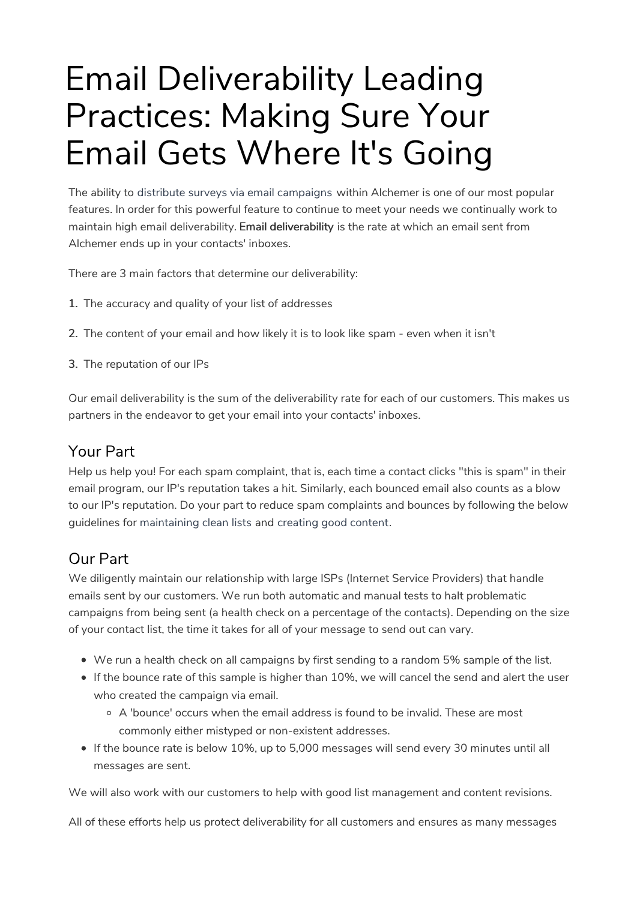# Email Deliverability Leading Practices: Making Sure Your Email Gets Where It's Going

The ability to distribute surveys via email campaigns within Alchemer is one of our most popular features. In order for this powerful feature to continue to meet your needs we continually work to maintain high email deliverability. **Email deliverability** is the rate at which an email sent from Alchemer ends up in your contacts' inboxes.

There are 3 main factors that determine our deliverability:

1. The accuracy and quality of your list of addresses
2. The content of your email and how likely it is to look like spam - even when it isn't
3. The reputation of our IPs

Our email deliverability is the sum of the deliverability rate for each of our customers. This makes us partners in the endeavor to get your email into your contacts' inboxes.

## Your Part

Help us help you! For each spam complaint, that is, each time a contact clicks "this is spam" in their email program, our IP's reputation takes a hit. Similarly, each bounced email also counts as a blow to our IP's reputation. Do your part to reduce spam complaints and bounces by following the below guidelines for maintaining clean lists and creating good content.

## Our Part

We diligently maintain our relationship with large ISPs (Internet Service Providers) that handle emails sent by our customers. We run both automatic and manual tests to halt problematic campaigns from being sent (a health check on a percentage of the contacts). Depending on the size of your contact list, the time it takes for all of your message to send out can vary.

- We run a health check on all campaigns by first sending to a random 5% sample of the list.
- If the bounce rate of this sample is higher than 10%, we will cancel the send and alert the user who created the campaign via email.
  - A 'bounce' occurs when the email address is found to be invalid. These are most commonly either mistyped or non-existent addresses.
- If the bounce rate is below 10%, up to 5,000 messages will send every 30 minutes until all messages are sent.

We will also work with our customers to help with good list management and content revisions.

All of these efforts help us protect deliverability for all customers and ensures as many messages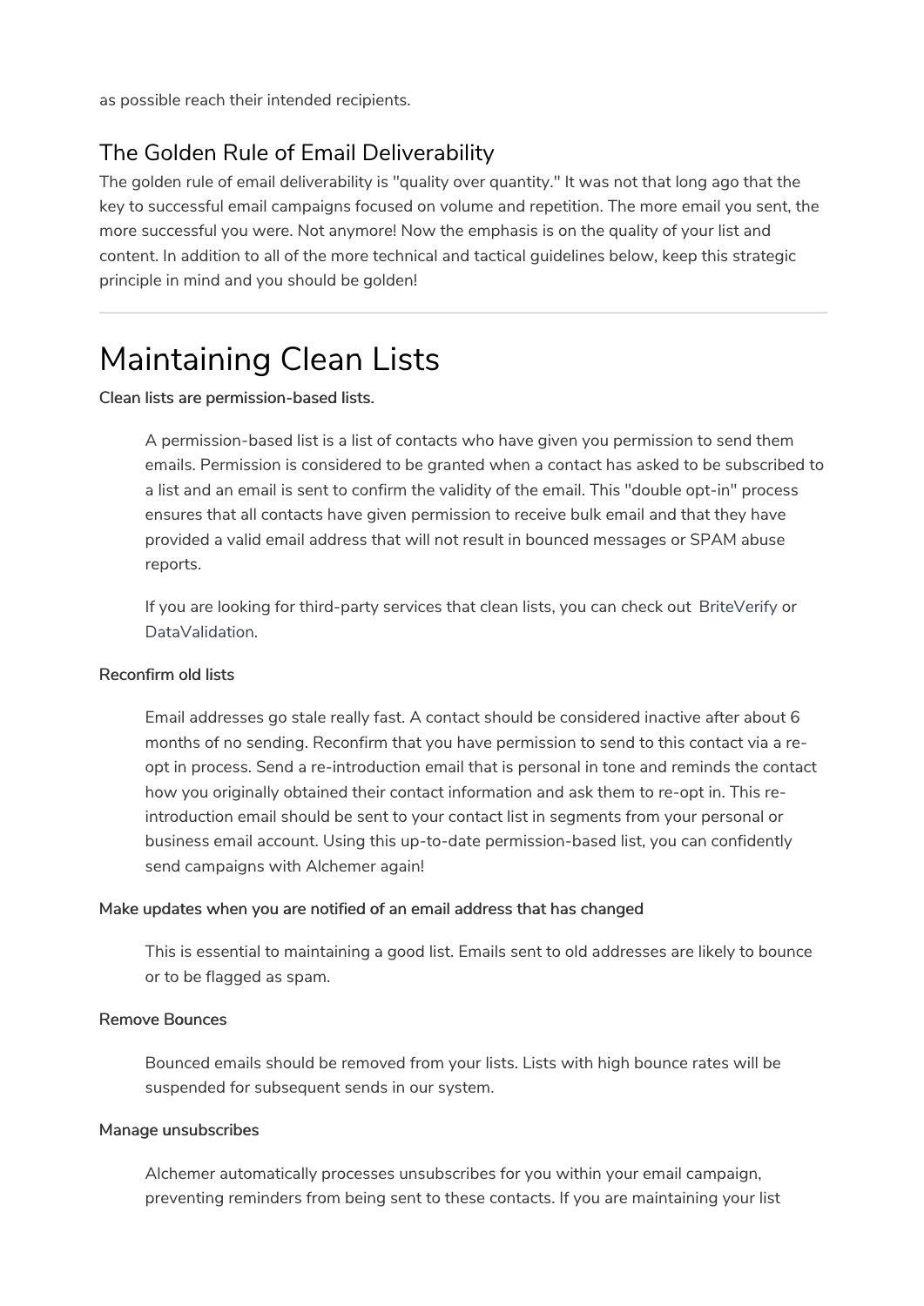as possible reach their intended recipients.

## The Golden Rule of Email Deliverability

The golden rule of email deliverability is "quality over quantity." It was not that long ago that the key to successful email campaigns focused on volume and repetition. The more email you sent, the more successful you were. Not anymore! Now the emphasis is on the quality of your list and content. In addition to all of the more technical and tactical guidelines below, keep this strategic principle in mind and you should be golden!

---

# Maintaining Clean Lists

**Clean lists are permission-based lists.**

> A permission-based list is a list of contacts who have given you permission to send them emails. Permission is considered to be granted when a contact has asked to be subscribed to a list and an email is sent to confirm the validity of the email. This "double opt-in" process ensures that all contacts have given permission to receive bulk email and that they have provided a valid email address that will not result in bounced messages or SPAM abuse reports.
>
> If you are looking for third-party services that clean lists, you can check out BriteVerify or DataValidation.

**Reconfirm old lists**

> Email addresses go stale really fast. A contact should be considered inactive after about 6 months of no sending. Reconfirm that you have permission to send to this contact via a re-opt in process. Send a re-introduction email that is personal in tone and reminds the contact how you originally obtained their contact information and ask them to re-opt in. This re-introduction email should be sent to your contact list in segments from your personal or business email account. Using this up-to-date permission-based list, you can confidently send campaigns with Alchemer again!

**Make updates when you are notified of an email address that has changed**

> This is essential to maintaining a good list. Emails sent to old addresses are likely to bounce or to be flagged as spam.

**Remove Bounces**

> Bounced emails should be removed from your lists. Lists with high bounce rates will be suspended for subsequent sends in our system.

**Manage unsubscribes**

> Alchemer automatically processes unsubscribes for you within your email campaign, preventing reminders from being sent to these contacts. If you are maintaining your list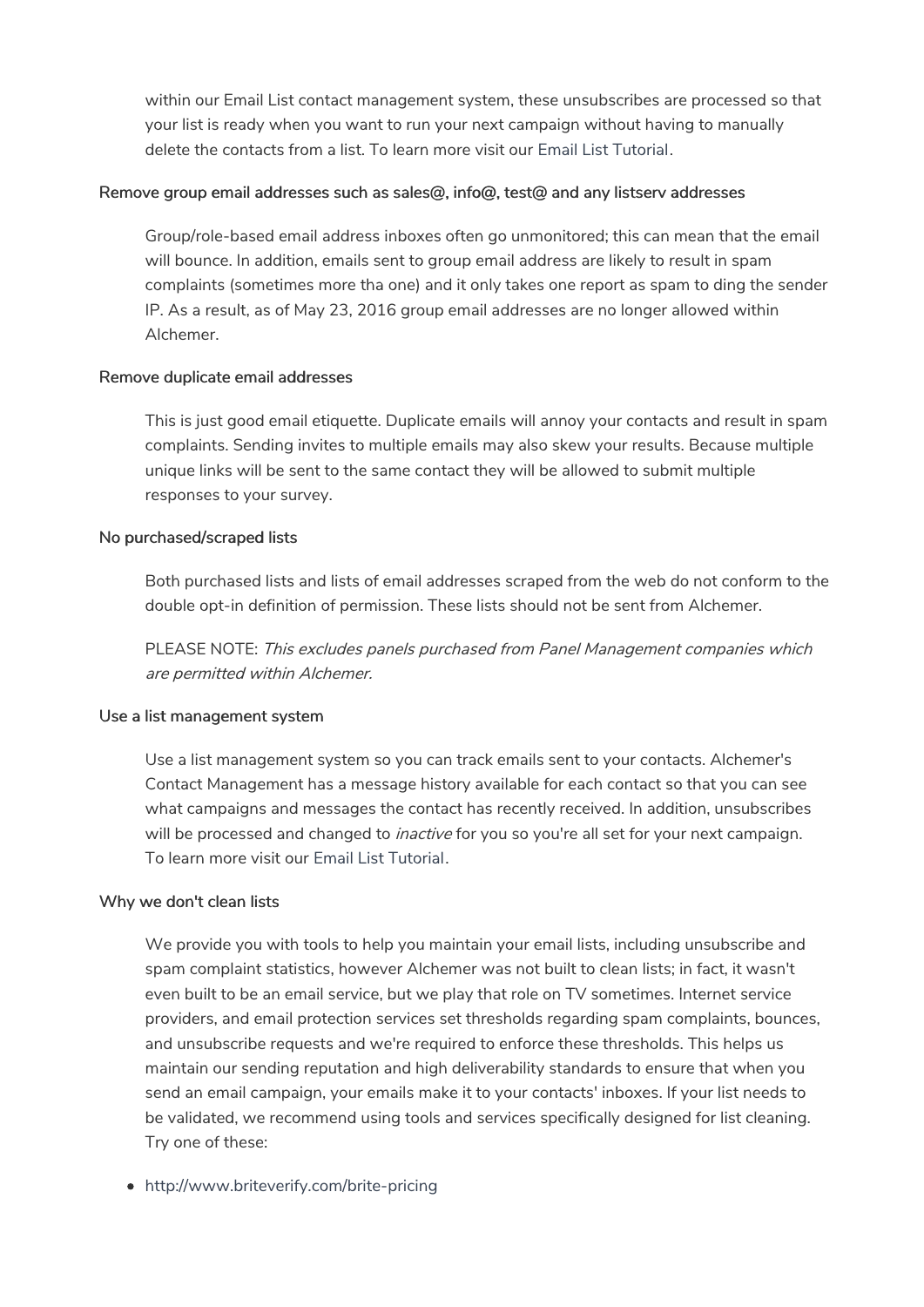within our Email List contact management system, these unsubscribes are processed so that your list is ready when you want to run your next campaign without having to manually delete the contacts from a list. To learn more visit our Email List Tutorial.

#### Remove group email addresses such as sales@, info@, test@ and any listserv addresses

Group/role-based email address inboxes often go unmonitored; this can mean that the email will bounce. In addition, emails sent to group email address are likely to result in spam complaints (sometimes more tha one) and it only takes one report as spam to ding the sender IP. As a result, as of May 23, 2016 group email addresses are no longer allowed within Alchemer.

#### Remove duplicate email addresses

This is just good email etiquette. Duplicate emails will annoy your contacts and result in spam complaints. Sending invites to multiple emails may also skew your results. Because multiple unique links will be sent to the same contact they will be allowed to submit multiple responses to your survey.

#### No purchased/scraped lists

Both purchased lists and lists of email addresses scraped from the web do not conform to the double opt-in definition of permission. These lists should not be sent from Alchemer.

PLEASE NOTE: *This excludes panels purchased from Panel Management companies which are permitted within Alchemer.*

#### Use a list management system

Use a list management system so you can track emails sent to your contacts. Alchemer's Contact Management has a message history available for each contact so that you can see what campaigns and messages the contact has recently received. In addition, unsubscribes will be processed and changed to *inactive* for you so you're all set for your next campaign. To learn more visit our Email List Tutorial.

#### Why we don't clean lists

We provide you with tools to help you maintain your email lists, including unsubscribe and spam complaint statistics, however Alchemer was not built to clean lists; in fact, it wasn't even built to be an email service, but we play that role on TV sometimes. Internet service providers, and email protection services set thresholds regarding spam complaints, bounces, and unsubscribe requests and we're required to enforce these thresholds. This helps us maintain our sending reputation and high deliverability standards to ensure that when you send an email campaign, your emails make it to your contacts' inboxes. If your list needs to be validated, we recommend using tools and services specifically designed for list cleaning. Try one of these:

- http://www.briteverify.com/brite-pricing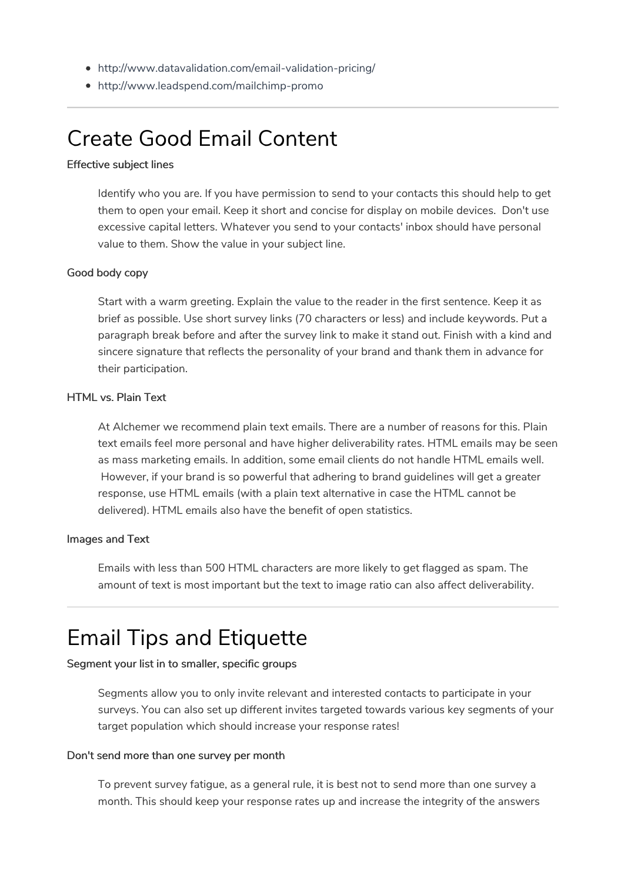- http://www.datavalidation.com/email-validation-pricing/
- http://www.leadspend.com/mailchimp-promo

---

# Create Good Email Content

**Effective subject lines**

> Identify who you are. If you have permission to send to your contacts this should help to get them to open your email. Keep it short and concise for display on mobile devices. Don't use excessive capital letters. Whatever you send to your contacts' inbox should have personal value to them. Show the value in your subject line.

**Good body copy**

> Start with a warm greeting. Explain the value to the reader in the first sentence. Keep it as brief as possible. Use short survey links (70 characters or less) and include keywords. Put a paragraph break before and after the survey link to make it stand out. Finish with a kind and sincere signature that reflects the personality of your brand and thank them in advance for their participation.

**HTML vs. Plain Text**

> At Alchemer we recommend plain text emails. There are a number of reasons for this. Plain text emails feel more personal and have higher deliverability rates. HTML emails may be seen as mass marketing emails. In addition, some email clients do not handle HTML emails well. However, if your brand is so powerful that adhering to brand guidelines will get a greater response, use HTML emails (with a plain text alternative in case the HTML cannot be delivered). HTML emails also have the benefit of open statistics.

**Images and Text**

> Emails with less than 500 HTML characters are more likely to get flagged as spam. The amount of text is most important but the text to image ratio can also affect deliverability.

---

# Email Tips and Etiquette

**Segment your list in to smaller, specific groups**

> Segments allow you to only invite relevant and interested contacts to participate in your surveys. You can also set up different invites targeted towards various key segments of your target population which should increase your response rates!

**Don't send more than one survey per month**

> To prevent survey fatigue, as a general rule, it is best not to send more than one survey a month. This should keep your response rates up and increase the integrity of the answers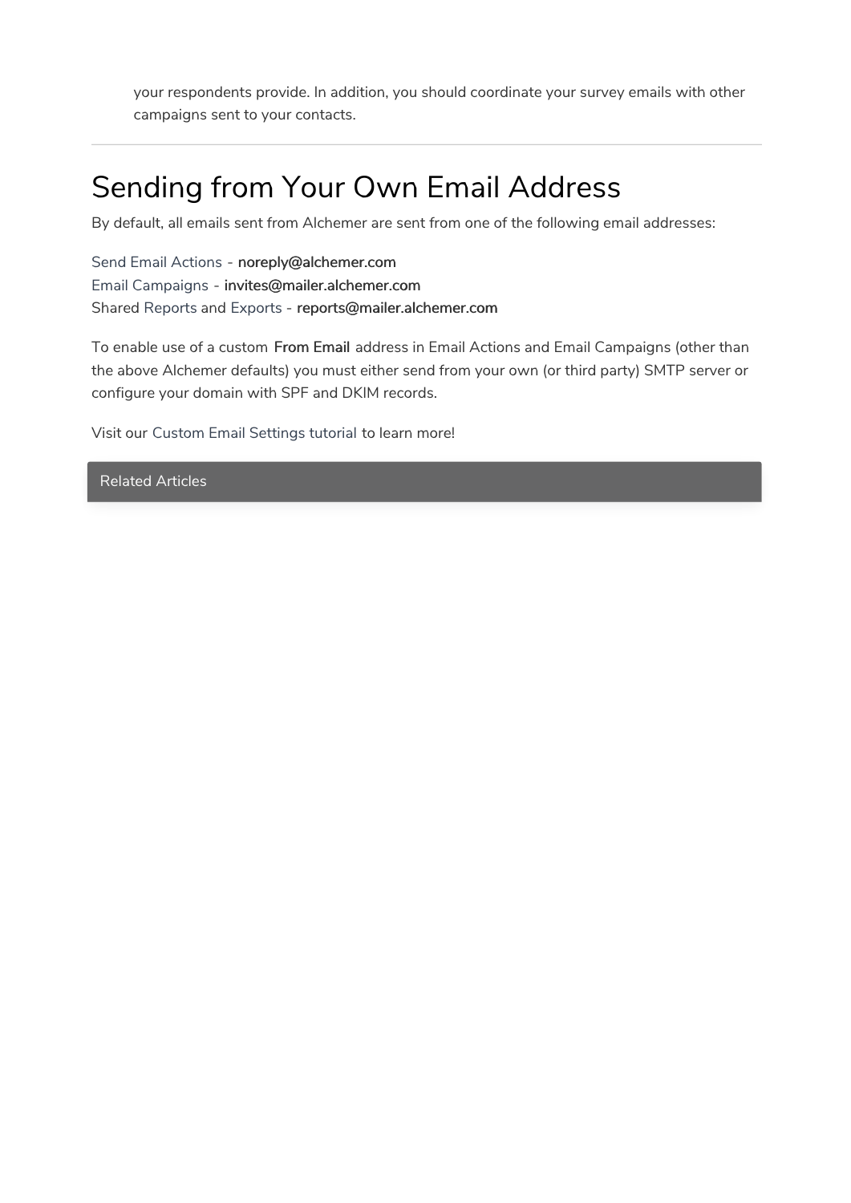your respondents provide. In addition, you should coordinate your survey emails with other campaigns sent to your contacts.

---

# Sending from Your Own Email Address

By default, all emails sent from Alchemer are sent from one of the following email addresses:

Send Email Actions - **noreply@alchemer.com**
Email Campaigns - **invites@mailer.alchemer.com**
Shared Reports and Exports - **reports@mailer.alchemer.com**

To enable use of a custom **From Email** address in Email Actions and Email Campaigns (other than the above Alchemer defaults) you must either send from your own (or third party) SMTP server or configure your domain with SPF and DKIM records.

Visit our Custom Email Settings tutorial to learn more!

Related Articles